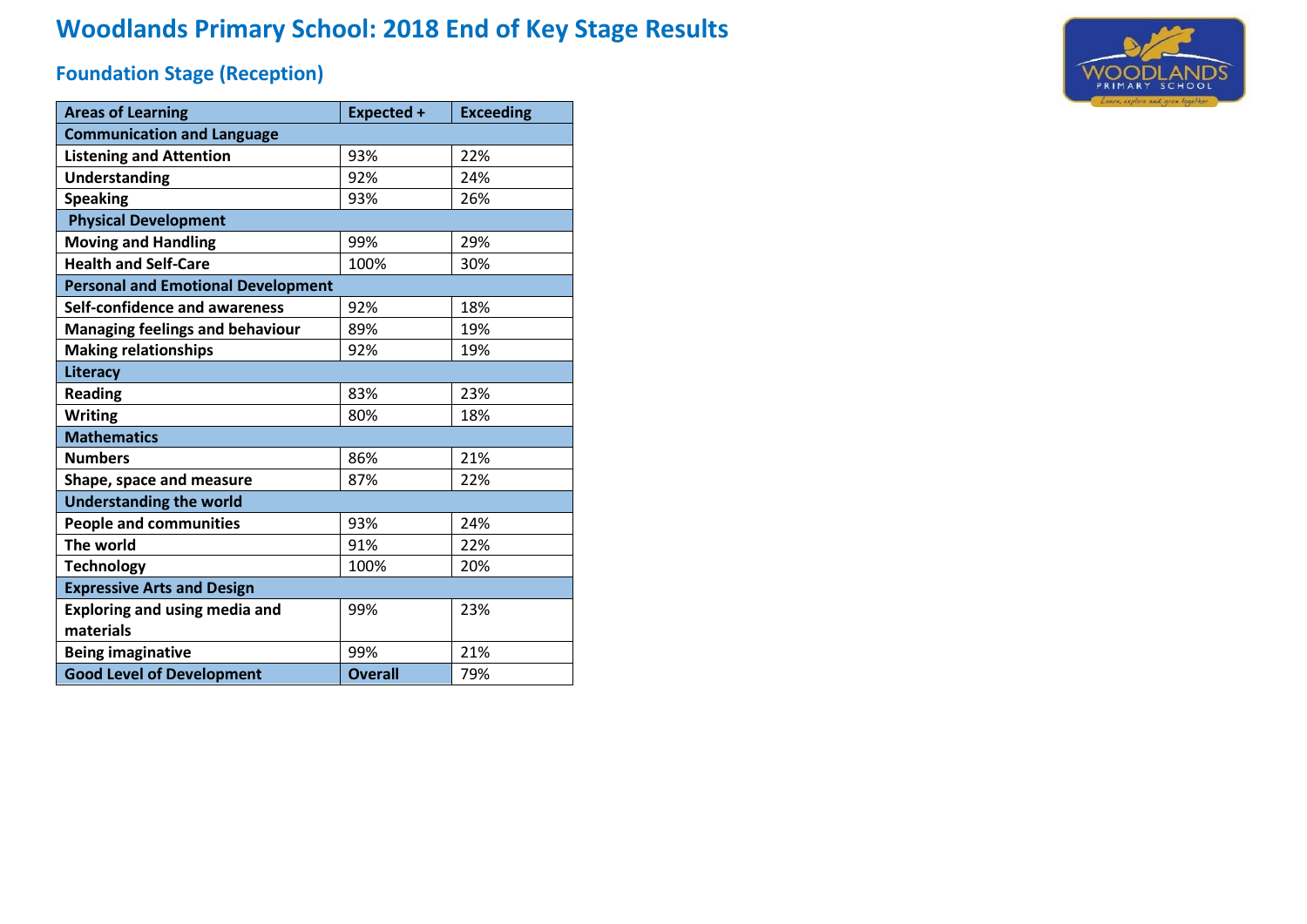# Woodlands Primary School: 2018 End of Key Stage Results

## Foundation Stage (Reception)

| Areas of Learning | Expected + | Exceeding |
|---|---|---|
| **Communication and Language** | | |
| **Listening and Attention** | 93% | 22% |
| **Understanding** | 92% | 24% |
| **Speaking** | 93% | 26% |
| **Physical Development** | | |
| **Moving and Handling** | 99% | 29% |
| **Health and Self-Care** | 100% | 30% |
| **Personal and Emotional Development** | | |
| **Self-confidence and awareness** | 92% | 18% |
| **Managing feelings and behaviour** | 89% | 19% |
| **Making relationships** | 92% | 19% |
| **Literacy** | | |
| **Reading** | 83% | 23% |
| **Writing** | 80% | 18% |
| **Mathematics** | | |
| **Numbers** | 86% | 21% |
| **Shape, space and measure** | 87% | 22% |
| **Understanding the world** | | |
| **People and communities** | 93% | 24% |
| **The world** | 91% | 22% |
| **Technology** | 100% | 20% |
| **Expressive Arts and Design** | | |
| **Exploring and using media and materials** | 99% | 23% |
| **Being imaginative** | 99% | 21% |
| **Good Level of Development** | **Overall** | 79% |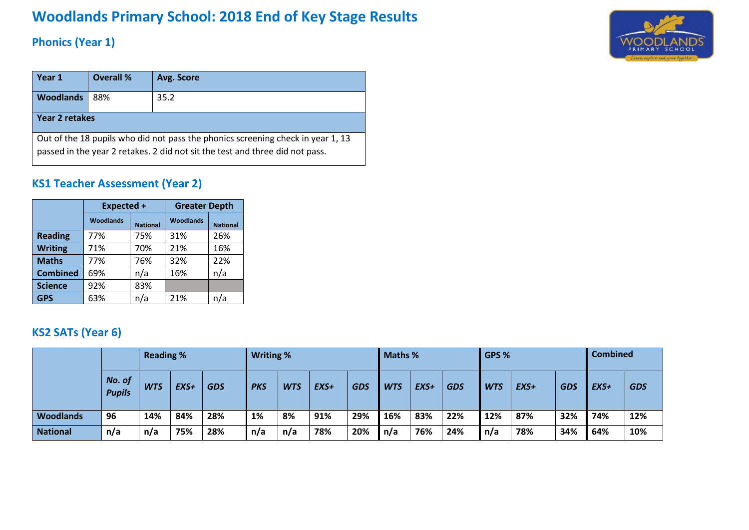# Woodlands Primary School: 2018 End of Key Stage Results

## Phonics (Year 1)

| Year 1 | Overall % | Avg. Score |
|---|---|---|
| **Woodlands** | 88% | 35.2 |
| **Year 2 retakes** | | |
| Out of the 18 pupils who did not pass the phonics screening check in year 1, 13 passed in the year 2 retakes. 2 did not sit the test and three did not pass. | | |

## KS1 Teacher Assessment (Year 2)

| | Expected + | | Greater Depth | |
|---|---|---|---|---|
| | Woodlands | National | Woodlands | National |
| **Reading** | 77% | 75% | 31% | 26% |
| **Writing** | 71% | 70% | 21% | 16% |
| **Maths** | 77% | 76% | 32% | 22% |
| **Combined** | 69% | n/a | 16% | n/a |
| **Science** | 92% | 83% | | |
| **GPS** | 63% | n/a | 21% | n/a |

## KS2 SATs (Year 6)

| | | Reading % | | | Writing % | | | | Maths % | | | GPS % | | | Combined | |
|---|---|---|---|---|---|---|---|---|---|---|---|---|---|---|---|---|
| | ***No. of Pupils*** | ***WTS*** | ***EXS+*** | ***GDS*** | ***PKS*** | ***WTS*** | ***EXS+*** | ***GDS*** | ***WTS*** | ***EXS+*** | ***GDS*** | ***WTS*** | ***EXS+*** | ***GDS*** | ***EXS+*** | ***GDS*** |
| **Woodlands** | **96** | **14%** | **84%** | **28%** | **1%** | **8%** | **91%** | **29%** | **16%** | **83%** | **22%** | **12%** | **87%** | **32%** | **74%** | **12%** |
| **National** | **n/a** | **n/a** | **75%** | **28%** | **n/a** | **n/a** | **78%** | **20%** | **n/a** | **76%** | **24%** | **n/a** | **78%** | **34%** | **64%** | **10%** |